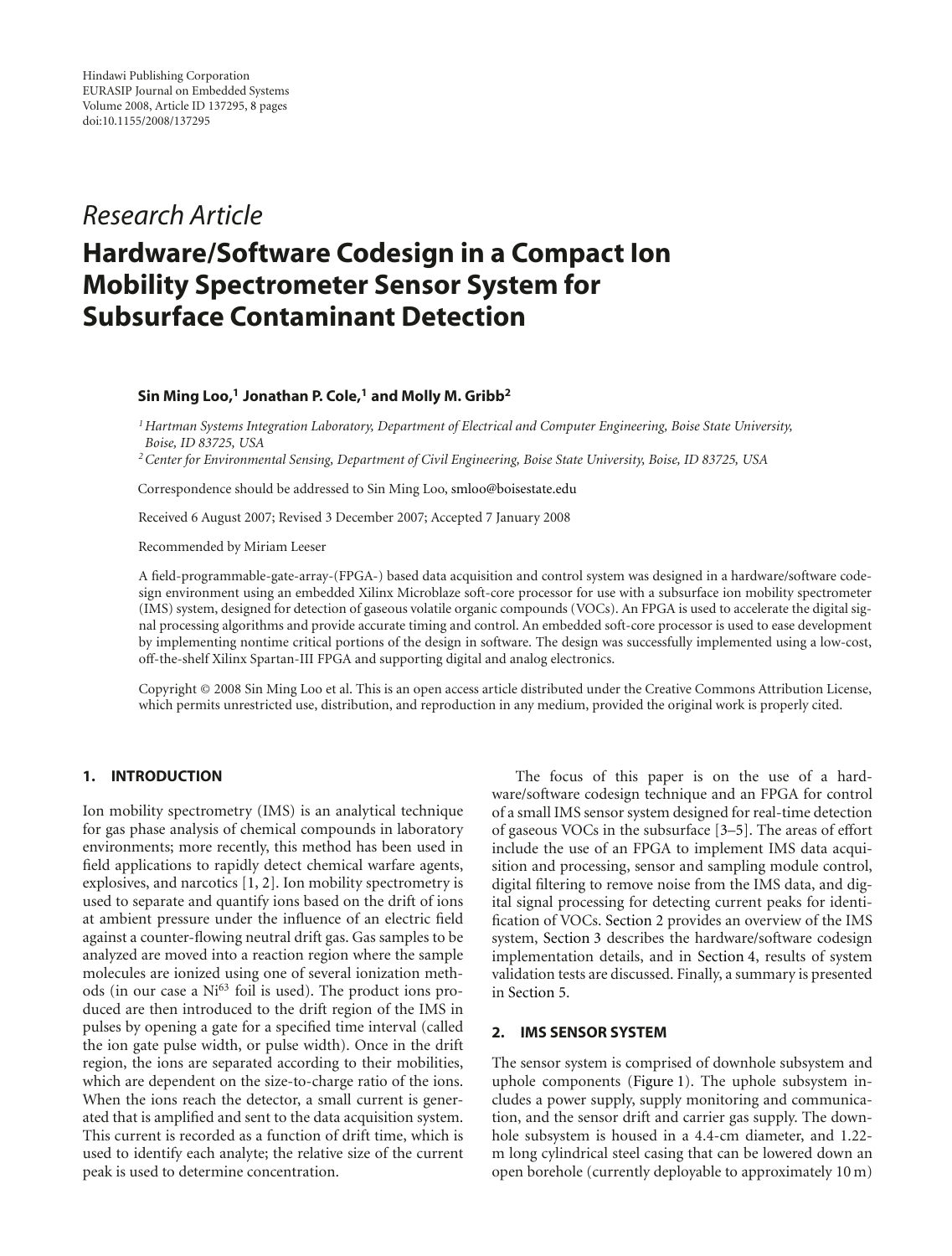Hindawi Publishing Corporation
EURASIP Journal on Embedded Systems
Volume 2008, Article ID 137295, 8 pages
doi:10.1155/2008/137295

*Research Article*

# Hardware/Software Codesign in a Compact Ion Mobility Spectrometer Sensor System for Subsurface Contaminant Detection

**Sin Ming Loo,[1] Jonathan P. Cole,[1] and Molly M. Gribb[2]**

[1] *Hartman Systems Integration Laboratory, Department of Electrical and Computer Engineering, Boise State University, Boise, ID 83725, USA*

[2] *Center for Environmental Sensing, Department of Civil Engineering, Boise State University, Boise, ID 83725, USA*

Correspondence should be addressed to Sin Ming Loo, smloo@boisestate.edu

Received 6 August 2007; Revised 3 December 2007; Accepted 7 January 2008

Recommended by Miriam Leeser

A field-programmable-gate-array-(FPGA-) based data acquisition and control system was designed in a hardware/software codesign environment using an embedded Xilinx Microblaze soft-core processor for use with a subsurface ion mobility spectrometer (IMS) system, designed for detection of gaseous volatile organic compounds (VOCs). An FPGA is used to accelerate the digital signal processing algorithms and provide accurate timing and control. An embedded soft-core processor is used to ease development by implementing nontime critical portions of the design in software. The design was successfully implemented using a low-cost, off-the-shelf Xilinx Spartan-III FPGA and supporting digital and analog electronics.

Copyright © 2008 Sin Ming Loo et al. This is an open access article distributed under the Creative Commons Attribution License, which permits unrestricted use, distribution, and reproduction in any medium, provided the original work is properly cited.

## 1. INTRODUCTION

Ion mobility spectrometry (IMS) is an analytical technique for gas phase analysis of chemical compounds in laboratory environments; more recently, this method has been used in field applications to rapidly detect chemical warfare agents, explosives, and narcotics [1, 2]. Ion mobility spectrometry is used to separate and quantify ions based on the drift of ions at ambient pressure under the influence of an electric field against a counter-flowing neutral drift gas. Gas samples to be analyzed are moved into a reaction region where the sample molecules are ionized using one of several ionization methods (in our case a $Ni^{63}$ foil is used). The product ions produced are then introduced to the drift region of the IMS in pulses by opening a gate for a specified time interval (called the ion gate pulse width, or pulse width). Once in the drift region, the ions are separated according to their mobilities, which are dependent on the size-to-charge ratio of the ions. When the ions reach the detector, a small current is generated that is amplified and sent to the data acquisition system. This current is recorded as a function of drift time, which is used to identify each analyte; the relative size of the current peak is used to determine concentration.

The focus of this paper is on the use of a hardware/software codesign technique and an FPGA for control of a small IMS sensor system designed for real-time detection of gaseous VOCs in the subsurface [3–5]. The areas of effort include the use of an FPGA to implement IMS data acquisition and processing, sensor and sampling module control, digital filtering to remove noise from the IMS data, and digital signal processing for detecting current peaks for identification of VOCs. Section 2 provides an overview of the IMS system, Section 3 describes the hardware/software codesign implementation details, and in Section 4, results of system validation tests are discussed. Finally, a summary is presented in Section 5.

## 2. IMS SENSOR SYSTEM

The sensor system is comprised of downhole subsystem and uphole components (Figure 1). The uphole subsystem includes a power supply, supply monitoring and communication, and the sensor drift and carrier gas supply. The downhole subsystem is housed in a 4.4-cm diameter, and 1.22-m long cylindrical steel casing that can be lowered down an open borehole (currently deployable to approximately 10 m)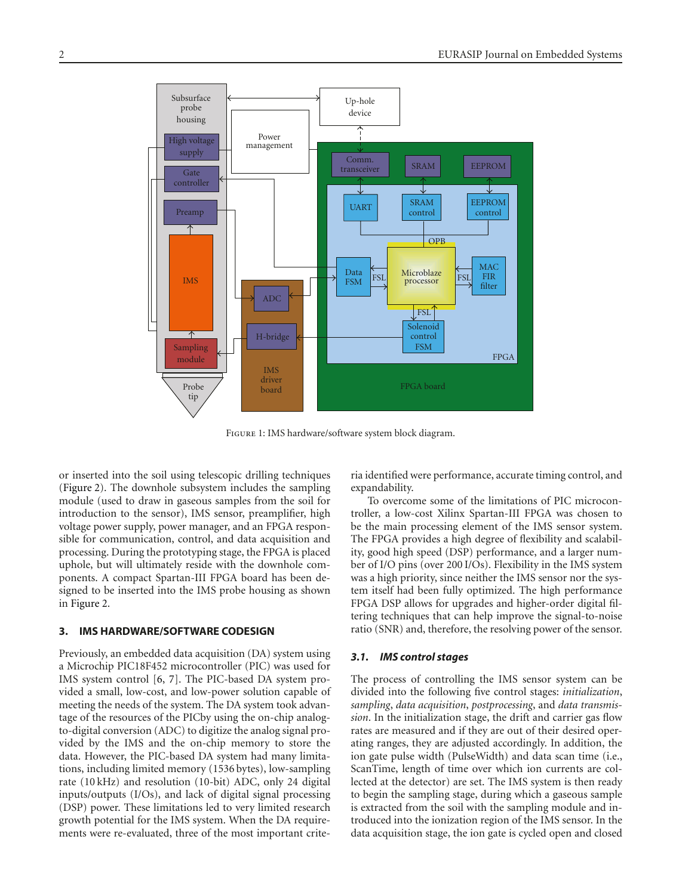Figure 1: IMS hardware/software system block diagram.

or inserted into the soil using telescopic drilling techniques (Figure 2). The downhole subsystem includes the sampling module (used to draw in gaseous samples from the soil for introduction to the sensor), IMS sensor, preamplifier, high voltage power supply, power manager, and an FPGA responsible for communication, control, and data acquisition and processing. During the prototyping stage, the FPGA is placed uphole, but will ultimately reside with the downhole components. A compact Spartan-III FPGA board has been designed to be inserted into the IMS probe housing as shown in Figure 2.

## 3. IMS HARDWARE/SOFTWARE CODESIGN

Previously, an embedded data acquisition (DA) system using a Microchip PIC18F452 microcontroller (PIC) was used for IMS system control [6, 7]. The PIC-based DA system provided a small, low-cost, and low-power solution capable of meeting the needs of the system. The DA system took advantage of the resources of the PICby using the on-chip analog-to-digital conversion (ADC) to digitize the analog signal provided by the IMS and the on-chip memory to store the data. However, the PIC-based DA system had many limitations, including limited memory (1536 bytes), low-sampling rate (10 kHz) and resolution (10-bit) ADC, only 24 digital inputs/outputs (I/Os), and lack of digital signal processing (DSP) power. These limitations led to very limited research growth potential for the IMS system. When the DA requirements were re-evaluated, three of the most important criteria identified were performance, accurate timing control, and expandability.

To overcome some of the limitations of PIC microcontroller, a low-cost Xilinx Spartan-III FPGA was chosen to be the main processing element of the IMS sensor system. The FPGA provides a high degree of flexibility and scalability, good high speed (DSP) performance, and a larger number of I/O pins (over 200 I/Os). Flexibility in the IMS system was a high priority, since neither the IMS sensor nor the system itself had been fully optimized. The high performance FPGA DSP allows for upgrades and higher-order digital filtering techniques that can help improve the signal-to-noise ratio (SNR) and, therefore, the resolving power of the sensor.

### 3.1. IMS control stages

The process of controlling the IMS sensor system can be divided into the following five control stages: *initialization*, *sampling*, *data acquisition*, *postprocessing*, and *data transmission*. In the initialization stage, the drift and carrier gas flow rates are measured and if they are out of their desired operating ranges, they are adjusted accordingly. In addition, the ion gate pulse width (PulseWidth) and data scan time (i.e., ScanTime, length of time over which ion currents are collected at the detector) are set. The IMS system is then ready to begin the sampling stage, during which a gaseous sample is extracted from the soil with the sampling module and introduced into the ionization region of the IMS sensor. In the data acquisition stage, the ion gate is cycled open and closed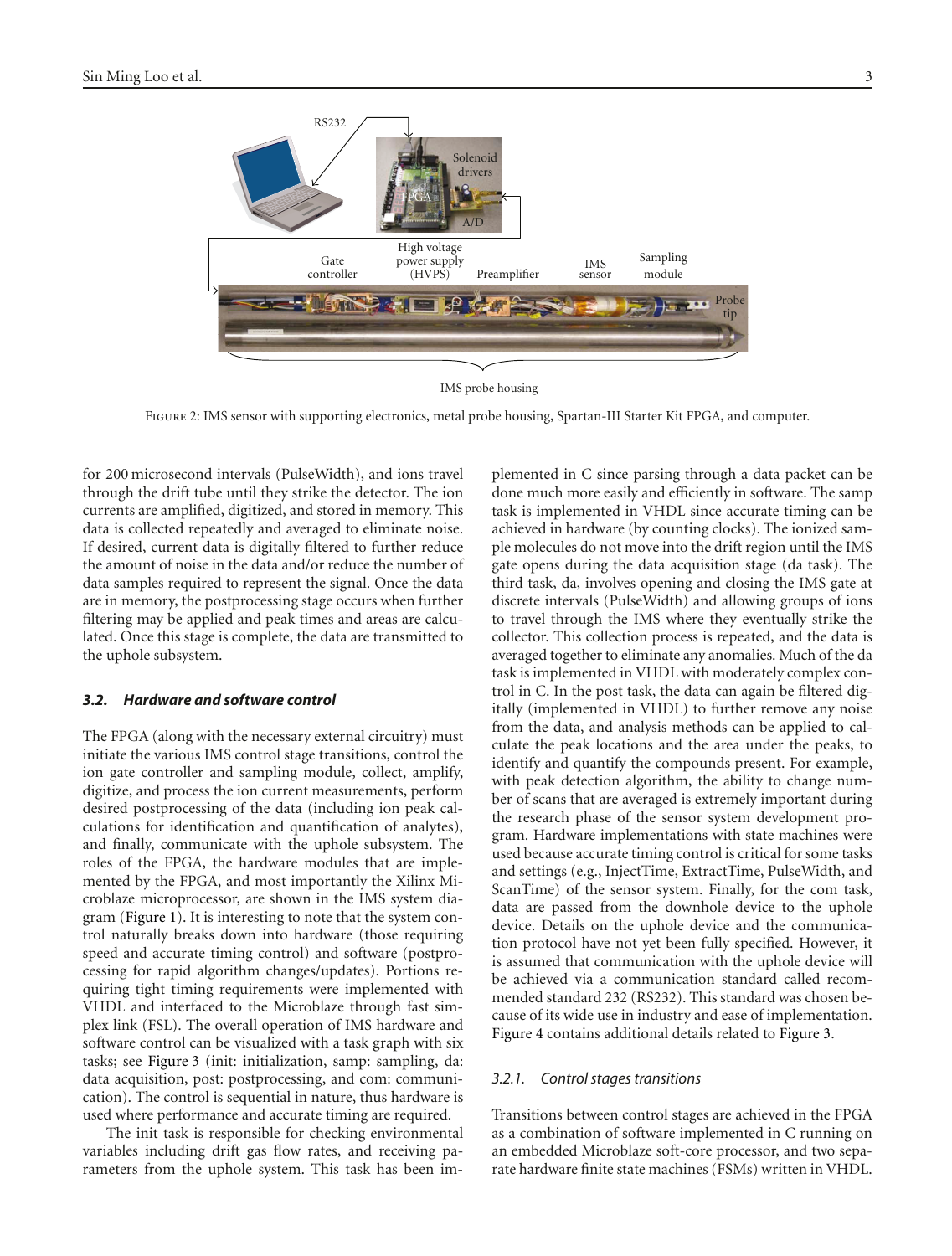RS232

Solenoid drivers

FPGA

A/D

Gate controller

High voltage power supply (HVPS)

Preamplifier

IMS sensor

Sampling module

Probe tip

IMS probe housing

Figure 2: IMS sensor with supporting electronics, metal probe housing, Spartan-III Starter Kit FPGA, and computer.

for 200 microsecond intervals (PulseWidth), and ions travel through the drift tube until they strike the detector. The ion currents are amplified, digitized, and stored in memory. This data is collected repeatedly and averaged to eliminate noise. If desired, current data is digitally filtered to further reduce the amount of noise in the data and/or reduce the number of data samples required to represent the signal. Once the data are in memory, the postprocessing stage occurs when further filtering may be applied and peak times and areas are calculated. Once this stage is complete, the data are transmitted to the uphole subsystem.

### *3.2. Hardware and software control*

The FPGA (along with the necessary external circuitry) must initiate the various IMS control stage transitions, control the ion gate controller and sampling module, collect, amplify, digitize, and process the ion current measurements, perform desired postprocessing of the data (including ion peak calculations for identification and quantification of analytes), and finally, communicate with the uphole subsystem. The roles of the FPGA, the hardware modules that are implemented by the FPGA, and most importantly the Xilinx Microblaze microprocessor, are shown in the IMS system diagram (Figure 1). It is interesting to note that the system control naturally breaks down into hardware (those requiring speed and accurate timing control) and software (postprocessing for rapid algorithm changes/updates). Portions requiring tight timing requirements were implemented with VHDL and interfaced to the Microblaze through fast simplex link (FSL). The overall operation of IMS hardware and software control can be visualized with a task graph with six tasks; see Figure 3 (init: initialization, samp: sampling, da: data acquisition, post: postprocessing, and com: communication). The control is sequential in nature, thus hardware is used where performance and accurate timing are required.

The init task is responsible for checking environmental variables including drift gas flow rates, and receiving parameters from the uphole system. This task has been implemented in C since parsing through a data packet can be done much more easily and efficiently in software. The samp task is implemented in VHDL since accurate timing can be achieved in hardware (by counting clocks). The ionized sample molecules do not move into the drift region until the IMS gate opens during the data acquisition stage (da task). The third task, da, involves opening and closing the IMS gate at discrete intervals (PulseWidth) and allowing groups of ions to travel through the IMS where they eventually strike the collector. This collection process is repeated, and the data is averaged together to eliminate any anomalies. Much of the da task is implemented in VHDL with moderately complex control in C. In the post task, the data can again be filtered digitally (implemented in VHDL) to further remove any noise from the data, and analysis methods can be applied to calculate the peak locations and the area under the peaks, to identify and quantify the compounds present. For example, with peak detection algorithm, the ability to change number of scans that are averaged is extremely important during the research phase of the sensor system development program. Hardware implementations with state machines were used because accurate timing control is critical for some tasks and settings (e.g., InjectTime, ExtractTime, PulseWidth, and ScanTime) of the sensor system. Finally, for the com task, data are passed from the downhole device to the uphole device. Details on the uphole device and the communication protocol have not yet been fully specified. However, it is assumed that communication with the uphole device will be achieved via a communication standard called recommended standard 232 (RS232). This standard was chosen because of its wide use in industry and ease of implementation. Figure 4 contains additional details related to Figure 3.

#### *3.2.1. Control stages transitions*

Transitions between control stages are achieved in the FPGA as a combination of software implemented in C running on an embedded Microblaze soft-core processor, and two separate hardware finite state machines (FSMs) written in VHDL.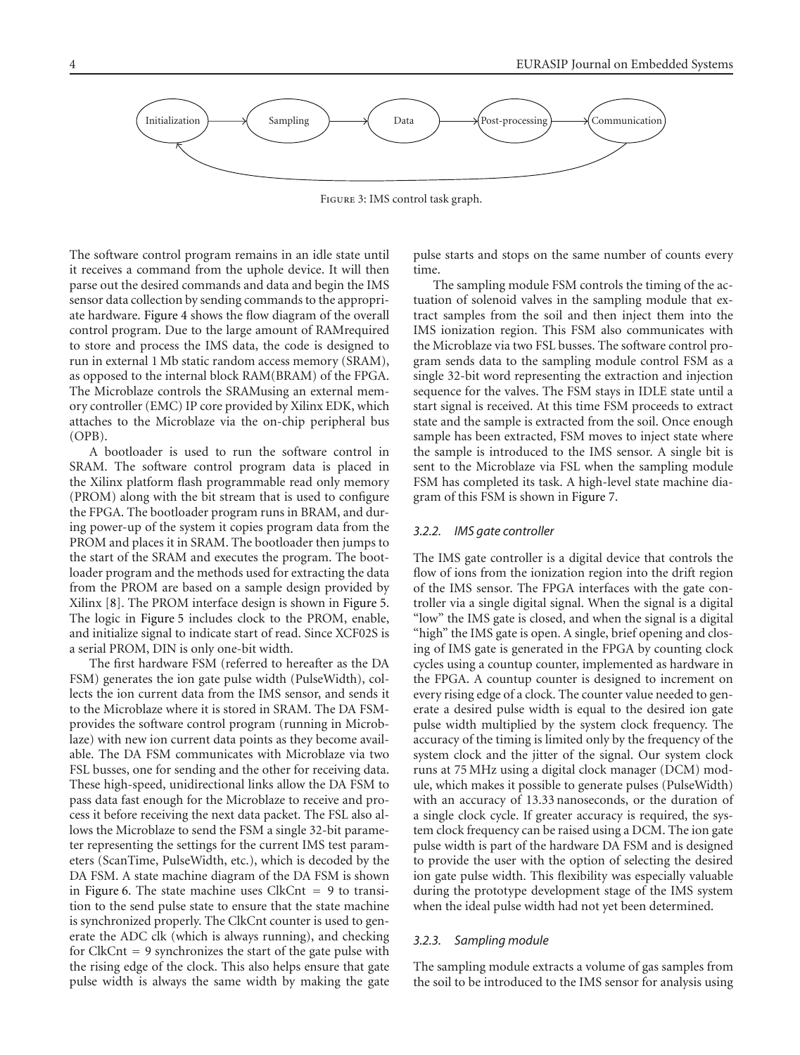Initialization

Sampling

Data

Post-processing

Communication

Figure 3: IMS control task graph.

The software control program remains in an idle state until it receives a command from the uphole device. It will then parse out the desired commands and data and begin the IMS sensor data collection by sending commands to the appropriate hardware. Figure 4 shows the flow diagram of the overall control program. Due to the large amount of RAMrequired to store and process the IMS data, the code is designed to run in external 1 Mb static random access memory (SRAM), as opposed to the internal block RAM(BRAM) of the FPGA. The Microblaze controls the SRAMusing an external memory controller (EMC) IP core provided by Xilinx EDK, which attaches to the Microblaze via the on-chip peripheral bus (OPB).

A bootloader is used to run the software control in SRAM. The software control program data is placed in the Xilinx platform flash programmable read only memory (PROM) along with the bit stream that is used to configure the FPGA. The bootloader program runs in BRAM, and during power-up of the system it copies program data from the PROM and places it in SRAM. The bootloader then jumps to the start of the SRAM and executes the program. The bootloader program and the methods used for extracting the data from the PROM are based on a sample design provided by Xilinx [8]. The PROM interface design is shown in Figure 5. The logic in Figure 5 includes clock to the PROM, enable, and initialize signal to indicate start of read. Since XCF02S is a serial PROM, DIN is only one-bit width.

The first hardware FSM (referred to hereafter as the DA FSM) generates the ion gate pulse width (PulseWidth), collects the ion current data from the IMS sensor, and sends it to the Microblaze where it is stored in SRAM. The DA FSMprovides the software control program (running in Microblaze) with new ion current data points as they become available. The DA FSM communicates with Microblaze via two FSL busses, one for sending and the other for receiving data. These high-speed, unidirectional links allow the DA FSM to pass data fast enough for the Microblaze to receive and process it before receiving the next data packet. The FSL also allows the Microblaze to send the FSM a single 32-bit parameter representing the settings for the current IMS test parameters (ScanTime, PulseWidth, etc.), which is decoded by the DA FSM. A state machine diagram of the DA FSM is shown in Figure 6. The state machine uses ClkCnt = 9 to transition to the send pulse state to ensure that the state machine is synchronized properly. The ClkCnt counter is used to generate the ADC clk (which is always running), and checking for ClkCnt = 9 synchronizes the start of the gate pulse with the rising edge of the clock. This also helps ensure that gate pulse width is always the same width by making the gate pulse starts and stops on the same number of counts every time.

The sampling module FSM controls the timing of the actuation of solenoid valves in the sampling module that extract samples from the soil and then inject them into the IMS ionization region. This FSM also communicates with the Microblaze via two FSL busses. The software control program sends data to the sampling module control FSM as a single 32-bit word representing the extraction and injection sequence for the valves. The FSM stays in IDLE state until a start signal is received. At this time FSM proceeds to extract state and the sample is extracted from the soil. Once enough sample has been extracted, FSM moves to inject state where the sample is introduced to the IMS sensor. A single bit is sent to the Microblaze via FSL when the sampling module FSM has completed its task. A high-level state machine diagram of this FSM is shown in Figure 7.

### *3.2.2. IMS gate controller*

The IMS gate controller is a digital device that controls the flow of ions from the ionization region into the drift region of the IMS sensor. The FPGA interfaces with the gate controller via a single digital signal. When the signal is a digital "low" the IMS gate is closed, and when the signal is a digital "high" the IMS gate is open. A single, brief opening and closing of IMS gate is generated in the FPGA by counting clock cycles using a countup counter, implemented as hardware in the FPGA. A countup counter is designed to increment on every rising edge of a clock. The counter value needed to generate a desired pulse width is equal to the desired ion gate pulse width multiplied by the system clock frequency. The accuracy of the timing is limited only by the frequency of the system clock and the jitter of the signal. Our system clock runs at 75 MHz using a digital clock manager (DCM) module, which makes it possible to generate pulses (PulseWidth) with an accuracy of 13.33 nanoseconds, or the duration of a single clock cycle. If greater accuracy is required, the system clock frequency can be raised using a DCM. The ion gate pulse width is part of the hardware DA FSM and is designed to provide the user with the option of selecting the desired ion gate pulse width. This flexibility was especially valuable during the prototype development stage of the IMS system when the ideal pulse width had not yet been determined.

### *3.2.3. Sampling module*

The sampling module extracts a volume of gas samples from the soil to be introduced to the IMS sensor for analysis using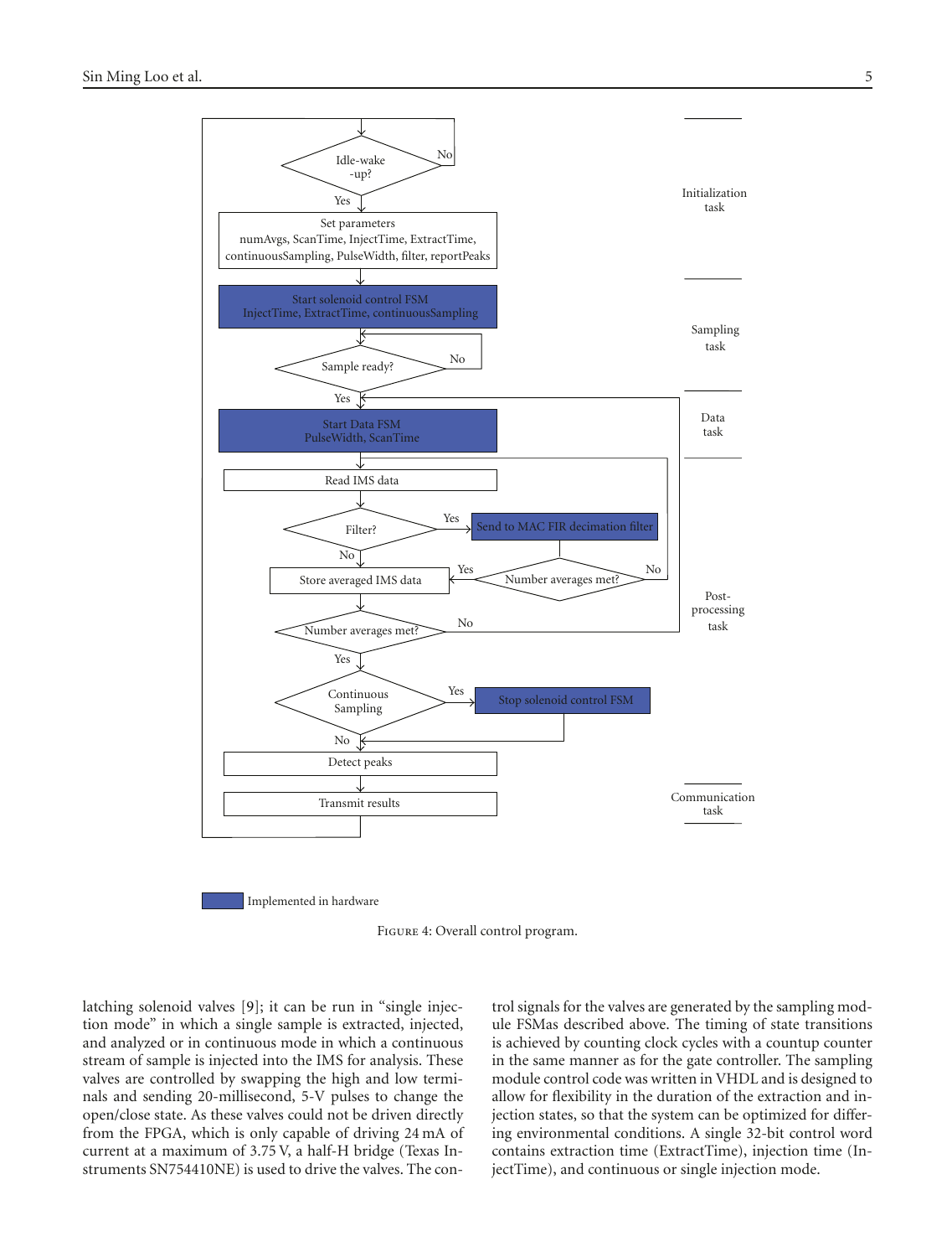Idle-wake-up?

No

Yes

Set parameters
numAvgs, ScanTime, InjectTime, ExtractTime, continuousSampling, PulseWidth, filter, reportPeaks

Start solenoid control FSM
InjectTime, ExtractTime, continuousSampling

Sample ready?

No

Yes

Start Data FSM
PulseWidth, ScanTime

Read IMS data

Filter?

Yes

Send to MAC FIR decimation filter

No

Store averaged IMS data

Yes

Number averages met?

No

Number averages met?

No

Yes

Continuous Sampling

Yes

Stop solenoid control FSM

No

Detect peaks

Transmit results

Initialization task

Sampling task

Data task

Post-processing task

Communication task

Implemented in hardware

Figure 4: Overall control program.

latching solenoid valves [9]; it can be run in "single injection mode" in which a single sample is extracted, injected, and analyzed or in continuous mode in which a continuous stream of sample is injected into the IMS for analysis. These valves are controlled by swapping the high and low terminals and sending 20-millisecond, 5-V pulses to change the open/close state. As these valves could not be driven directly from the FPGA, which is only capable of driving 24 mA of current at a maximum of 3.75 V, a half-H bridge (Texas Instruments SN754410NE) is used to drive the valves. The control signals for the valves are generated by the sampling module FSMas described above. The timing of state transitions is achieved by counting clock cycles with a countup counter in the same manner as for the gate controller. The sampling module control code was written in VHDL and is designed to allow for flexibility in the duration of the extraction and injection states, so that the system can be optimized for differing environmental conditions. A single 32-bit control word contains extraction time (ExtractTime), injection time (InjectTime), and continuous or single injection mode.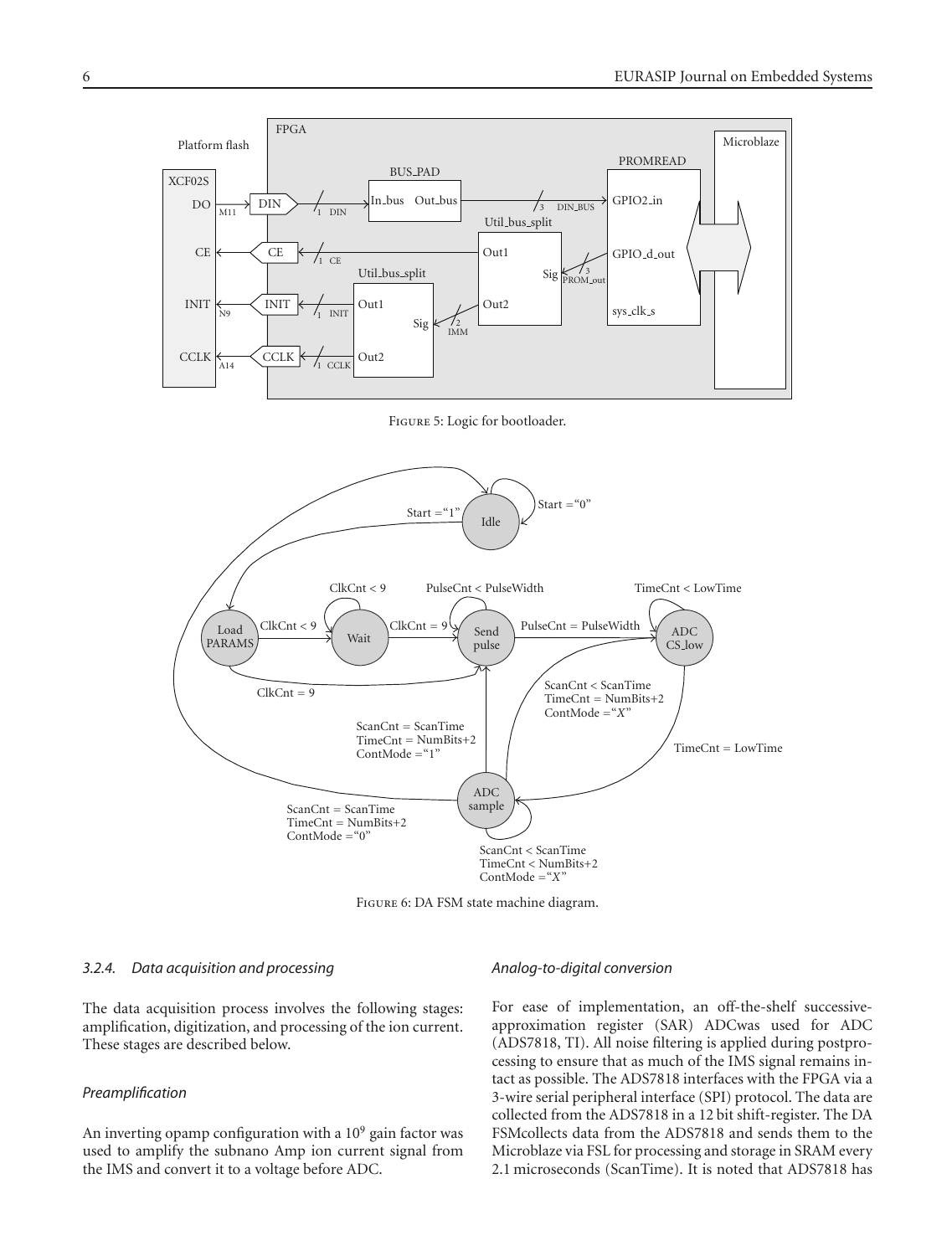Figure 5: Logic for bootloader.

Figure 6: DA FSM state machine diagram.

#### 3.2.4. Data acquisition and processing

The data acquisition process involves the following stages: amplification, digitization, and processing of the ion current. These stages are described below.

*Preamplification*

An inverting opamp configuration with a $10^9$ gain factor was used to amplify the subnano Amp ion current signal from the IMS and convert it to a voltage before ADC.

*Analog-to-digital conversion*

For ease of implementation, an off-the-shelf successive-approximation register (SAR) ADCwas used for ADC (ADS7818, TI). All noise filtering is applied during postprocessing to ensure that as much of the IMS signal remains intact as possible. The ADS7818 interfaces with the FPGA via a 3-wire serial peripheral interface (SPI) protocol. The data are collected from the ADS7818 in a 12 bit shift-register. The DA FSMcollects data from the ADS7818 and sends them to the Microblaze via FSL for processing and storage in SRAM every 2.1 microseconds (ScanTime). It is noted that ADS7818 has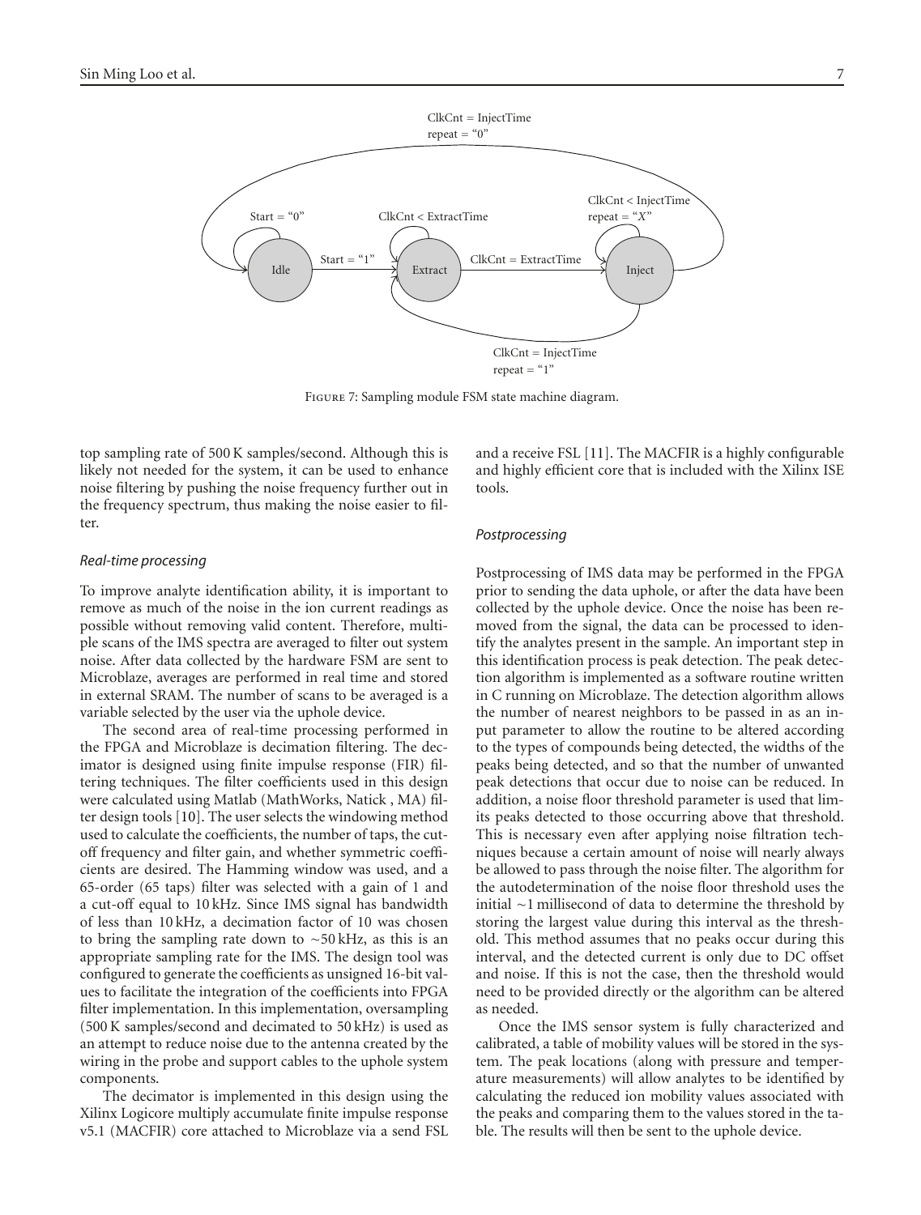ClkCnt = InjectTime
repeat = "0"

Start = "0"

ClkCnt < ExtractTime

ClkCnt < InjectTime
repeat = "X"

Idle

Start = "1"

Extract

ClkCnt = ExtractTime

Inject

ClkCnt = InjectTime
repeat = "1"

Figure 7: Sampling module FSM state machine diagram.

top sampling rate of 500 K samples/second. Although this is likely not needed for the system, it can be used to enhance noise filtering by pushing the noise frequency further out in the frequency spectrum, thus making the noise easier to filter.

### *Real-time processing*

To improve analyte identification ability, it is important to remove as much of the noise in the ion current readings as possible without removing valid content. Therefore, multiple scans of the IMS spectra are averaged to filter out system noise. After data collected by the hardware FSM are sent to Microblaze, averages are performed in real time and stored in external SRAM. The number of scans to be averaged is a variable selected by the user via the uphole device.

The second area of real-time processing performed in the FPGA and Microblaze is decimation filtering. The decimator is designed using finite impulse response (FIR) filtering techniques. The filter coefficients used in this design were calculated using Matlab (MathWorks, Natick , MA) filter design tools [10]. The user selects the windowing method used to calculate the coefficients, the number of taps, the cut-off frequency and filter gain, and whether symmetric coefficients are desired. The Hamming window was used, and a 65-order (65 taps) filter was selected with a gain of 1 and a cut-off equal to 10 kHz. Since IMS signal has bandwidth of less than 10 kHz, a decimation factor of 10 was chosen to bring the sampling rate down to ∼50 kHz, as this is an appropriate sampling rate for the IMS. The design tool was configured to generate the coefficients as unsigned 16-bit values to facilitate the integration of the coefficients into FPGA filter implementation. In this implementation, oversampling (500 K samples/second and decimated to 50 kHz) is used as an attempt to reduce noise due to the antenna created by the wiring in the probe and support cables to the uphole system components.

The decimator is implemented in this design using the Xilinx Logicore multiply accumulate finite impulse response v5.1 (MACFIR) core attached to Microblaze via a send FSL and a receive FSL [11]. The MACFIR is a highly configurable and highly efficient core that is included with the Xilinx ISE tools.

### *Postprocessing*

Postprocessing of IMS data may be performed in the FPGA prior to sending the data uphole, or after the data have been collected by the uphole device. Once the noise has been removed from the signal, the data can be processed to identify the analytes present in the sample. An important step in this identification process is peak detection. The peak detection algorithm is implemented as a software routine written in C running on Microblaze. The detection algorithm allows the number of nearest neighbors to be passed in as an input parameter to allow the routine to be altered according to the types of compounds being detected, the widths of the peaks being detected, and so that the number of unwanted peak detections that occur due to noise can be reduced. In addition, a noise floor threshold parameter is used that limits peaks detected to those occurring above that threshold. This is necessary even after applying noise filtration techniques because a certain amount of noise will nearly always be allowed to pass through the noise filter. The algorithm for the autodetermination of the noise floor threshold uses the initial ∼1 millisecond of data to determine the threshold by storing the largest value during this interval as the threshold. This method assumes that no peaks occur during this interval, and the detected current is only due to DC offset and noise. If this is not the case, then the threshold would need to be provided directly or the algorithm can be altered as needed.

Once the IMS sensor system is fully characterized and calibrated, a table of mobility values will be stored in the system. The peak locations (along with pressure and temperature measurements) will allow analytes to be identified by calculating the reduced ion mobility values associated with the peaks and comparing them to the values stored in the table. The results will then be sent to the uphole device.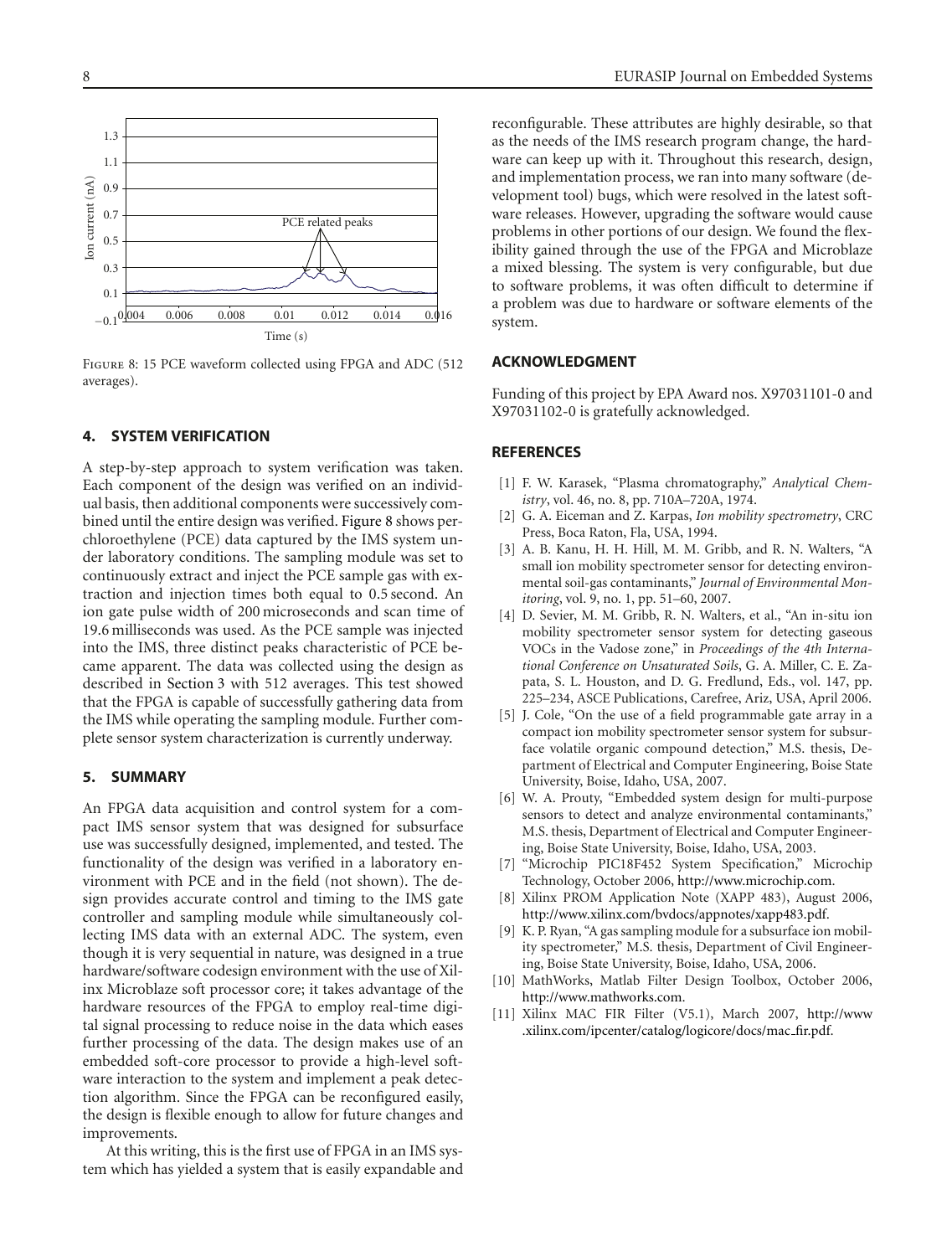1.3

1.1

0.9

0.7

0.5

0.3

0.1

−0.1

0.004 0.006 0.008 0.01 0.012 0.014 0.016

Ion current (nA)

Time (s)

PCE related peaks

Figure 8: 15 PCE waveform collected using FPGA and ADC (512 averages).

## 4. SYSTEM VERIFICATION

A step-by-step approach to system verification was taken. Each component of the design was verified on an individual basis, then additional components were successively combined until the entire design was verified. Figure 8 shows perchloroethylene (PCE) data captured by the IMS system under laboratory conditions. The sampling module was set to continuously extract and inject the PCE sample gas with extraction and injection times both equal to 0.5 second. An ion gate pulse width of 200 microseconds and scan time of 19.6 milliseconds was used. As the PCE sample was injected into the IMS, three distinct peaks characteristic of PCE became apparent. The data was collected using the design as described in Section 3 with 512 averages. This test showed that the FPGA is capable of successfully gathering data from the IMS while operating the sampling module. Further complete sensor system characterization is currently underway.

## 5. SUMMARY

An FPGA data acquisition and control system for a compact IMS sensor system that was designed for subsurface use was successfully designed, implemented, and tested. The functionality of the design was verified in a laboratory environment with PCE and in the field (not shown). The design provides accurate control and timing to the IMS gate controller and sampling module while simultaneously collecting IMS data with an external ADC. The system, even though it is very sequential in nature, was designed in a true hardware/software codesign environment with the use of Xilinx Microblaze soft processor core; it takes advantage of the hardware resources of the FPGA to employ real-time digital signal processing to reduce noise in the data which eases further processing of the data. The design makes use of an embedded soft-core processor to provide a high-level software interaction to the system and implement a peak detection algorithm. Since the FPGA can be reconfigured easily, the design is flexible enough to allow for future changes and improvements.

At this writing, this is the first use of FPGA in an IMS system which has yielded a system that is easily expandable and reconfigurable. These attributes are highly desirable, so that as the needs of the IMS research program change, the hardware can keep up with it. Throughout this research, design, and implementation process, we ran into many software (development tool) bugs, which were resolved in the latest software releases. However, upgrading the software would cause problems in other portions of our design. We found the flexibility gained through the use of the FPGA and Microblaze a mixed blessing. The system is very configurable, but due to software problems, it was often difficult to determine if a problem was due to hardware or software elements of the system.

## ACKNOWLEDGMENT

Funding of this project by EPA Award nos. X97031101-0 and X97031102-0 is gratefully acknowledged.

## REFERENCES

[1] F. W. Karasek, "Plasma chromatography," *Analytical Chemistry*, vol. 46, no. 8, pp. 710A–720A, 1974.

[2] G. A. Eiceman and Z. Karpas, *Ion mobility spectrometry*, CRC Press, Boca Raton, Fla, USA, 1994.

[3] A. B. Kanu, H. H. Hill, M. M. Gribb, and R. N. Walters, "A small ion mobility spectrometer sensor for detecting environmental soil-gas contaminants," *Journal of Environmental Monitoring*, vol. 9, no. 1, pp. 51–60, 2007.

[4] D. Sevier, M. M. Gribb, R. N. Walters, et al., "An in-situ ion mobility spectrometer sensor system for detecting gaseous VOCs in the Vadose zone," in *Proceedings of the 4th International Conference on Unsaturated Soils*, G. A. Miller, C. E. Zapata, S. L. Houston, and D. G. Fredlund, Eds., vol. 147, pp. 225–234, ASCE Publications, Carefree, Ariz, USA, April 2006.

[5] J. Cole, "On the use of a field programmable gate array in a compact ion mobility spectrometer sensor system for subsurface volatile organic compound detection," M.S. thesis, Department of Electrical and Computer Engineering, Boise State University, Boise, Idaho, USA, 2007.

[6] W. A. Prouty, "Embedded system design for multi-purpose sensors to detect and analyze environmental contaminants," M.S. thesis, Department of Electrical and Computer Engineering, Boise State University, Boise, Idaho, USA, 2003.

[7] "Microchip PIC18F452 System Specification," Microchip Technology, October 2006, http://www.microchip.com.

[8] Xilinx PROM Application Note (XAPP 483), August 2006, http://www.xilinx.com/bvdocs/appnotes/xapp483.pdf.

[9] K. P. Ryan, "A gas sampling module for a subsurface ion mobility spectrometer," M.S. thesis, Department of Civil Engineering, Boise State University, Boise, Idaho, USA, 2006.

[10] MathWorks, Matlab Filter Design Toolbox, October 2006, http://www.mathworks.com.

[11] Xilinx MAC FIR Filter (V5.1), March 2007, http://www.xilinx.com/ipcenter/catalog/logicore/docs/mac_fir.pdf.